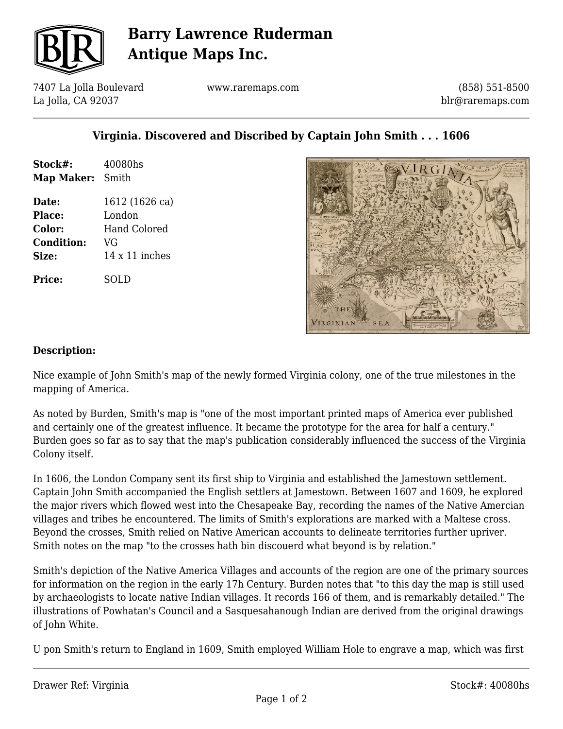# Barry Lawrence Ruderman Antique Maps Inc.

7407 La Jolla Boulevard
La Jolla, CA 92037

www.raremaps.com

(858) 551-8500
blr@raremaps.com

## Virginia. Discovered and Discribed by Captain John Smith . . . 1606

| | |
|---|---|
| **Stock#:** | 40080hs |
| **Map Maker:** | Smith |
| **Date:** | 1612 (1626 ca) |
| **Place:** | London |
| **Color:** | Hand Colored |
| **Condition:** | VG |
| **Size:** | 14 x 11 inches |
| **Price:** | SOLD |

### Description:

Nice example of John Smith's map of the newly formed Virginia colony, one of the true milestones in the mapping of America.

As noted by Burden, Smith's map is "one of the most important printed maps of America ever published and certainly one of the greatest influence. It became the prototype for the area for half a century." Burden goes so far as to say that the map's publication considerably influenced the success of the Virginia Colony itself.

In 1606, the London Company sent its first ship to Virginia and established the Jamestown settlement. Captain John Smith accompanied the English settlers at Jamestown. Between 1607 and 1609, he explored the major rivers which flowed west into the Chesapeake Bay, recording the names of the Native Amercian villages and tribes he encountered. The limits of Smith's explorations are marked with a Maltese cross. Beyond the crosses, Smith relied on Native American accounts to delineate territories further upriver. Smith notes on the map "to the crosses hath bin discouerd what beyond is by relation."

Smith's depiction of the Native America Villages and accounts of the region are one of the primary sources for information on the region in the early 17h Century. Burden notes that "to this day the map is still used by archaeologists to locate native Indian villages. It records 166 of them, and is remarkably detailed." The illustrations of Powhatan's Council and a Sasquesahanough Indian are derived from the original drawings of John White.

U pon Smith's return to England in 1609, Smith employed William Hole to engrave a map, which was first

Drawer Ref: Virginia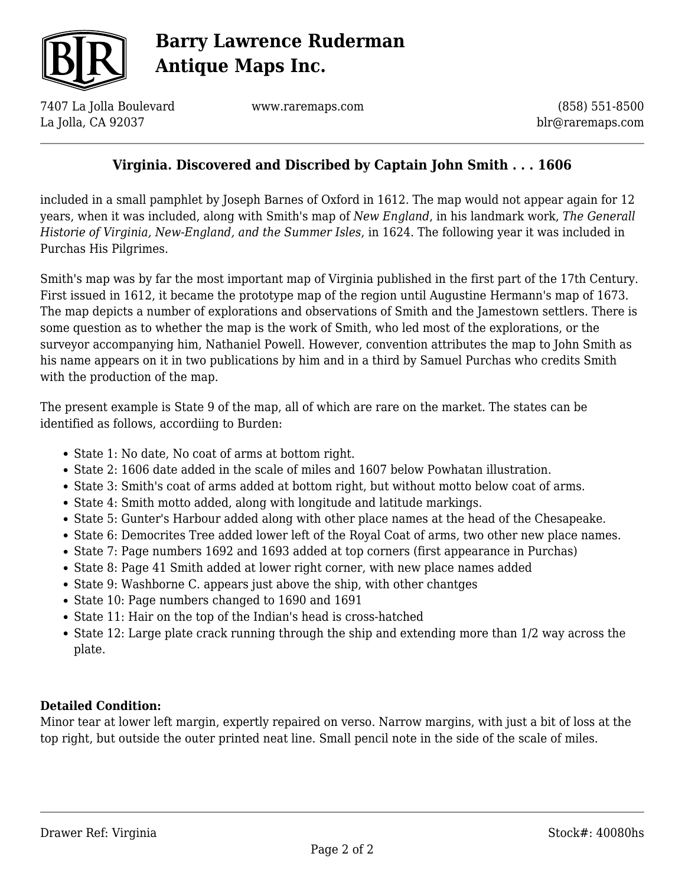## Virginia. Discovered and Discribed by Captain John Smith . . . 1606

included in a small pamphlet by Joseph Barnes of Oxford in 1612. The map would not appear again for 12 years, when it was included, along with Smith's map of *New England*, in his landmark work, *The Generall Historie of Virginia, New-England, and the Summer Isles*, in 1624. The following year it was included in Purchas His Pilgrimes.

Smith's map was by far the most important map of Virginia published in the first part of the 17th Century. First issued in 1612, it became the prototype map of the region until Augustine Hermann's map of 1673. The map depicts a number of explorations and observations of Smith and the Jamestown settlers. There is some question as to whether the map is the work of Smith, who led most of the explorations, or the surveyor accompanying him, Nathaniel Powell. However, convention attributes the map to John Smith as his name appears on it in two publications by him and in a third by Samuel Purchas who credits Smith with the production of the map.

The present example is State 9 of the map, all of which are rare on the market. The states can be identified as follows, accordiing to Burden:

- State 1: No date, No coat of arms at bottom right.
- State 2: 1606 date added in the scale of miles and 1607 below Powhatan illustration.
- State 3: Smith's coat of arms added at bottom right, but without motto below coat of arms.
- State 4: Smith motto added, along with longitude and latitude markings.
- State 5: Gunter's Harbour added along with other place names at the head of the Chesapeake.
- State 6: Democrites Tree added lower left of the Royal Coat of arms, two other new place names.
- State 7: Page numbers 1692 and 1693 added at top corners (first appearance in Purchas)
- State 8: Page 41 Smith added at lower right corner, with new place names added
- State 9: Washborne C. appears just above the ship, with other chantges
- State 10: Page numbers changed to 1690 and 1691
- State 11: Hair on the top of the Indian's head is cross-hatched
- State 12: Large plate crack running through the ship and extending more than 1/2 way across the plate.

**Detailed Condition:**
Minor tear at lower left margin, expertly repaired on verso. Narrow margins, with just a bit of loss at the top right, but outside the outer printed neat line. Small pencil note in the side of the scale of miles.